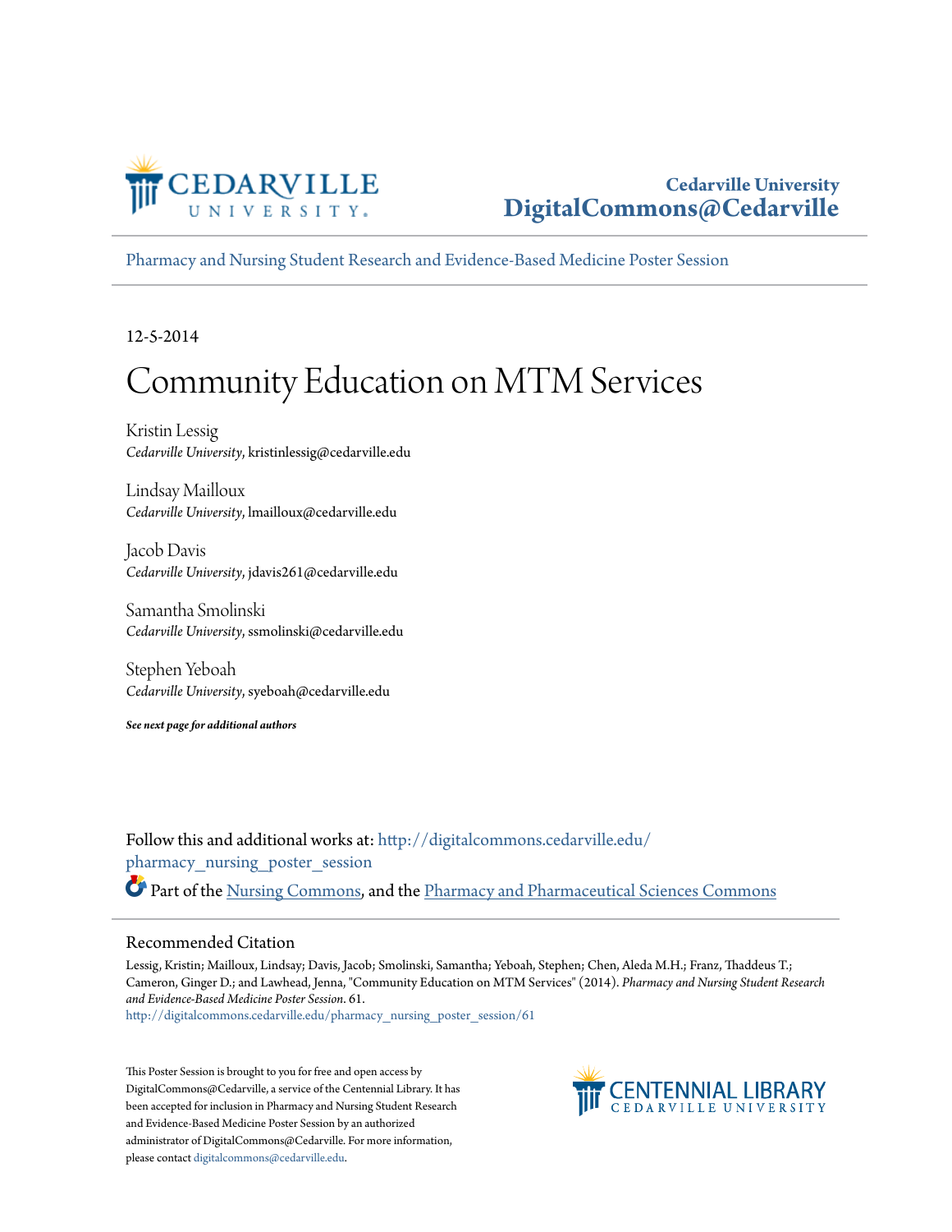Cedarville University
DigitalCommons@Cedarville

Pharmacy and Nursing Student Research and Evidence-Based Medicine Poster Session

12-5-2014

# Community Education on MTM Services

Kristin Lessig
*Cedarville University*, kristinlessig@cedarville.edu

Lindsay Mailloux
*Cedarville University*, lmailloux@cedarville.edu

Jacob Davis
*Cedarville University*, jdavis261@cedarville.edu

Samantha Smolinski
*Cedarville University*, ssmolinski@cedarville.edu

Stephen Yeboah
*Cedarville University*, syeboah@cedarville.edu

***See next page for additional authors***

Follow this and additional works at: http://digitalcommons.cedarville.edu/pharmacy_nursing_poster_session

Part of the Nursing Commons, and the Pharmacy and Pharmaceutical Sciences Commons

## Recommended Citation

Lessig, Kristin; Mailloux, Lindsay; Davis, Jacob; Smolinski, Samantha; Yeboah, Stephen; Chen, Aleda M.H.; Franz, Thaddeus T.; Cameron, Ginger D.; and Lawhead, Jenna, "Community Education on MTM Services" (2014). *Pharmacy and Nursing Student Research and Evidence-Based Medicine Poster Session*. 61.
http://digitalcommons.cedarville.edu/pharmacy_nursing_poster_session/61

This Poster Session is brought to you for free and open access by DigitalCommons@Cedarville, a service of the Centennial Library. It has been accepted for inclusion in Pharmacy and Nursing Student Research and Evidence-Based Medicine Poster Session by an authorized administrator of DigitalCommons@Cedarville. For more information, please contact digitalcommons@cedarville.edu.

CENTENNIAL LIBRARY
CEDARVILLE UNIVERSITY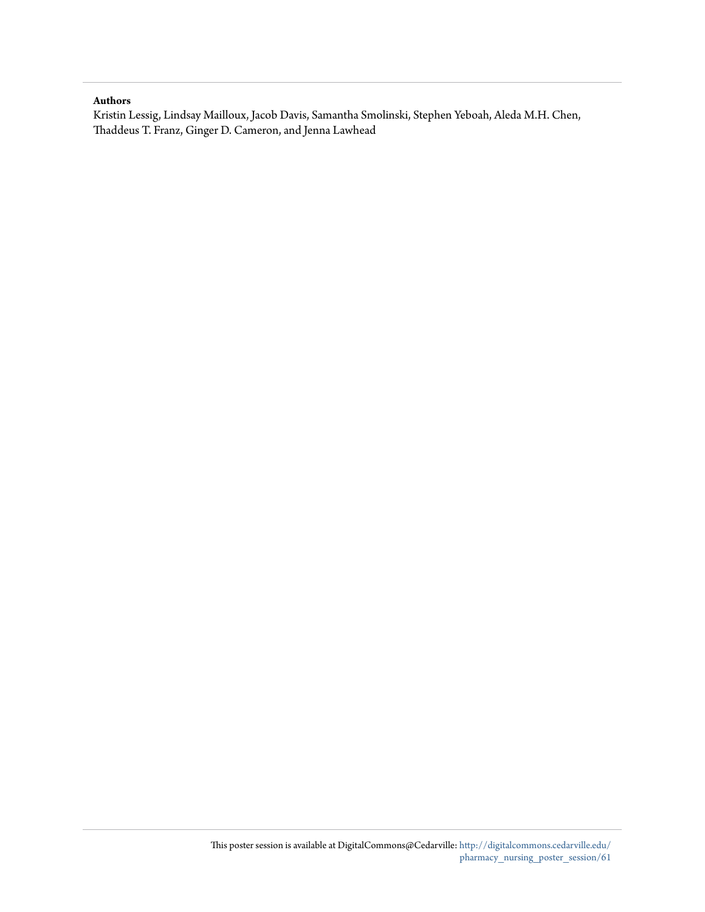**Authors**

Kristin Lessig, Lindsay Mailloux, Jacob Davis, Samantha Smolinski, Stephen Yeboah, Aleda M.H. Chen, Thaddeus T. Franz, Ginger D. Cameron, and Jenna Lawhead

This poster session is available at DigitalCommons@Cedarville: http://digitalcommons.cedarville.edu/pharmacy_nursing_poster_session/61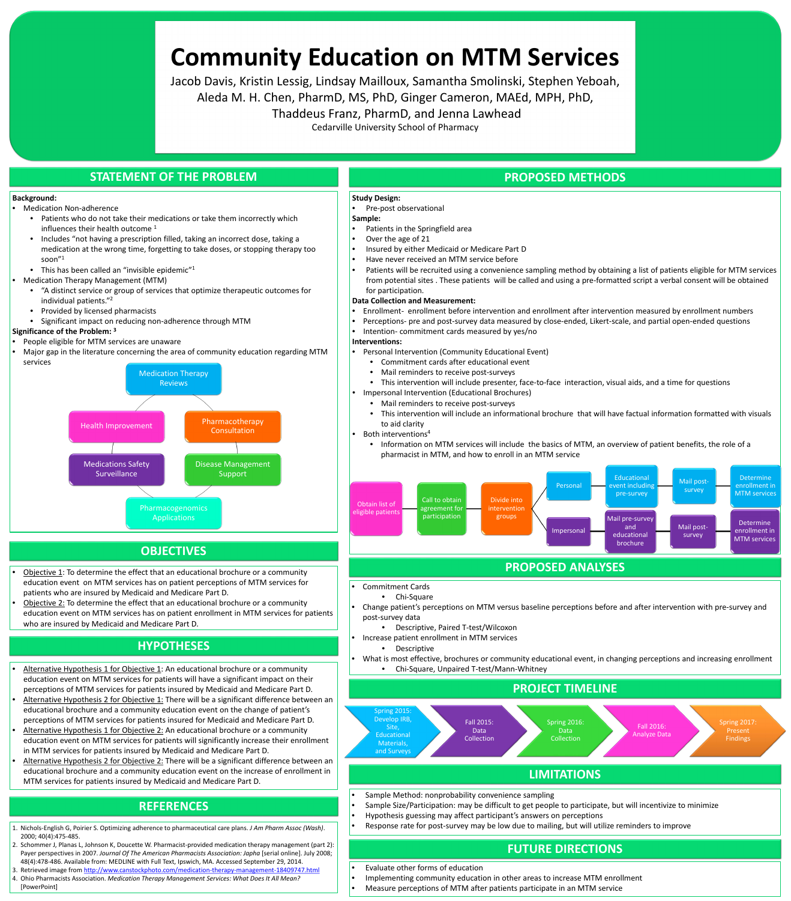# Community Education on MTM Services

Jacob Davis, Kristin Lessig, Lindsay Mailloux, Samantha Smolinski, Stephen Yeboah, Aleda M. H. Chen, PharmD, MS, PhD, Ginger Cameron, MAEd, MPH, PhD, Thaddeus Franz, PharmD, and Jenna Lawhead

Cedarville University School of Pharmacy

## STATEMENT OF THE PROBLEM

**Background:**

- Medication Non-adherence
  - Patients who do not take their medications or take them incorrectly which influences their health outcome [1]
  - Includes "not having a prescription filled, taking an incorrect dose, taking a medication at the wrong time, forgetting to take doses, or stopping therapy too soon"[1]
  - This has been called an "invisible epidemic"[1]
- Medication Therapy Management (MTM)
  - "A distinct service or group of services that optimize therapeutic outcomes for individual patients."[2]
  - Provided by licensed pharmacists
  - Significant impact on reducing non-adherence through MTM

**Significance of the Problem:** [3]

- People eligible for MTM services are unaware
- Major gap in the literature concerning the area of community education regarding MTM services

Medication Therapy Reviews
Pharmacotherapy Consultation
Disease Management Support
Pharmacogenomics Applications
Medications Safety Surveillance
Health Improvement

## OBJECTIVES

- Objective 1: To determine the effect that an educational brochure or a community education event on MTM services has on patient perceptions of MTM services for patients who are insured by Medicaid and Medicare Part D.
- Objective 2: To determine the effect that an educational brochure or a community education event on MTM services has on patient enrollment in MTM services for patients who are insured by Medicaid and Medicare Part D.

## HYPOTHESES

- Alternative Hypothesis 1 for Objective 1: An educational brochure or a community education event on MTM services for patients will have a significant impact on their perceptions of MTM services for patients insured by Medicaid and Medicare Part D.
- Alternative Hypothesis 2 for Objective 1: There will be a significant difference between an educational brochure and a community education event on the change of patient's perceptions of MTM services for patients insured for Medicaid and Medicare Part D.
- Alternative Hypothesis 1 for Objective 2: An educational brochure or a community education event on MTM services for patients will significantly increase their enrollment in MTM services for patients insured by Medicaid and Medicare Part D.
- Alternative Hypothesis 2 for Objective 2: There will be a significant difference between an educational brochure and a community education event on the increase of enrollment in MTM services for patients insured by Medicaid and Medicare Part D.

## REFERENCES

1. Nichols-English G, Poirier S. Optimizing adherence to pharmaceutical care plans. *J Am Pharm Assoc (Wash)*. 2000; 40(4):475-485.
2. Schommer J, Planas L, Johnson K, Doucette W. Pharmacist-provided medication therapy management (part 2): Payer perspectives in 2007. *Journal Of The American Pharmacists Association: Japha* [serial online]. July 2008; 48(4):478-486. Available from: MEDLINE with Full Text, Ipswich, MA. Accessed September 29, 2014.
3. Retrieved image from http://www.canstockphoto.com/medication-therapy-management-18409747.html
4. Ohio Pharmacists Association. *Medication Therapy Management Services: What Does It All Mean?* [PowerPoint]

## PROPOSED METHODS

**Study Design:**

- Pre-post observational

**Sample:**

- Patients in the Springfield area
- Over the age of 21
- Insured by either Medicaid or Medicare Part D
- Have never received an MTM service before
- Patients will be recruited using a convenience sampling method by obtaining a list of patients eligible for MTM services from potential sites . These patients will be called and using a pre-formatted script a verbal consent will be obtained for participation.

**Data Collection and Measurement:**

- Enrollment- enrollment before intervention and enrollment after intervention measured by enrollment numbers
- Perceptions- pre and post-survey data measured by close-ended, Likert-scale, and partial open-ended questions
- Intention- commitment cards measured by yes/no

**Interventions:**

- Personal Intervention (Community Educational Event)
  - Commitment cards after educational event
  - Mail reminders to receive post-surveys
  - This intervention will include presenter, face-to-face interaction, visual aids, and a time for questions
- Impersonal Intervention (Educational Brochures)
  - Mail reminders to receive post-surveys
  - This intervention will include an informational brochure that will have factual information formatted with visuals to aid clarity
- Both interventions[4]
  - Information on MTM services will include the basics of MTM, an overview of patient benefits, the role of a pharmacist in MTM, and how to enroll in an MTM service

Obtain list of eligible patients → Call to obtain agreement for participation → Divide into intervention groups

Personal → Educational event including pre-survey → Mail post-survey → Determine enrollment in MTM services

Impersonal → Mail pre-survey and educational brochure → Mail post-survey → Determine enrollment in MTM services

## PROPOSED ANALYSES

- Commitment Cards
  - Chi-Square
- Change patient's perceptions on MTM versus baseline perceptions before and after intervention with pre-survey and post-survey data
  - Descriptive, Paired T-test/Wilcoxon
- Increase patient enrollment in MTM services
  - Descriptive
- What is most effective, brochures or community educational event, in changing perceptions and increasing enrollment
  - Chi-Square, Unpaired T-test/Mann-Whitney

## PROJECT TIMELINE

Spring 2015: Develop IRB, Site, Educational Materials, and Surveys → Fall 2015: Data Collection → Spring 2016: Data Collection → Fall 2016: Analyze Data → Spring 2017: Present Findings

## LIMITATIONS

- Sample Method: nonprobability convenience sampling
- Sample Size/Participation: may be difficult to get people to participate, but will incentivize to minimize
- Hypothesis guessing may affect participant's answers on perceptions
- Response rate for post-survey may be low due to mailing, but will utilize reminders to improve

## FUTURE DIRECTIONS

- Evaluate other forms of education
- Implementing community education in other areas to increase MTM enrollment
- Measure perceptions of MTM after patients participate in an MTM service